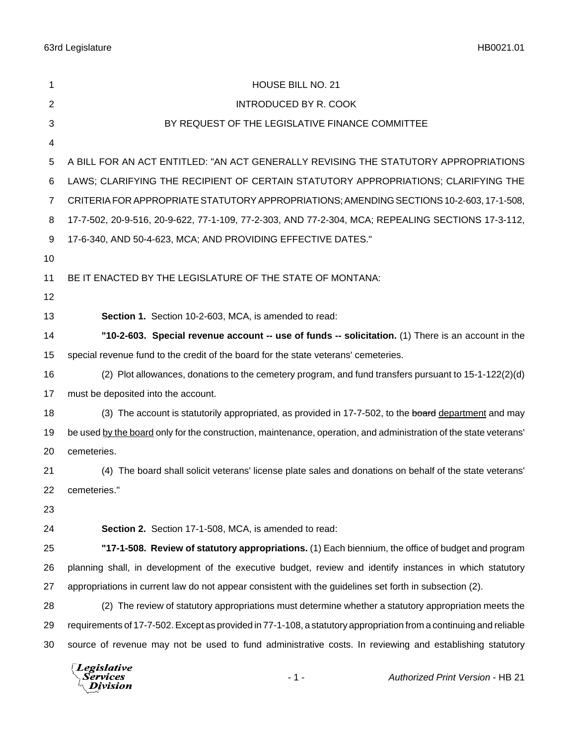HOUSE BILL NO. 21

INTRODUCED BY R. COOK

BY REQUEST OF THE LEGISLATIVE FINANCE COMMITTEE

A BILL FOR AN ACT ENTITLED: "AN ACT GENERALLY REVISING THE STATUTORY APPROPRIATIONS LAWS; CLARIFYING THE RECIPIENT OF CERTAIN STATUTORY APPROPRIATIONS; CLARIFYING THE CRITERIA FOR APPROPRIATE STATUTORY APPROPRIATIONS; AMENDING SECTIONS 10-2-603, 17-1-508, 17-7-502, 20-9-516, 20-9-622, 77-1-109, 77-2-303, AND 77-2-304, MCA; REPEALING SECTIONS 17-3-112, 17-6-340, AND 50-4-623, MCA; AND PROVIDING EFFECTIVE DATES."

BE IT ENACTED BY THE LEGISLATURE OF THE STATE OF MONTANA:

**Section 1.** Section 10-2-603, MCA, is amended to read:

**"10-2-603. Special revenue account -- use of funds -- solicitation.** (1) There is an account in the special revenue fund to the credit of the board for the state veterans' cemeteries.

(2) Plot allowances, donations to the cemetery program, and fund transfers pursuant to 15-1-122(2)(d) must be deposited into the account.

(3) The account is statutorily appropriated, as provided in 17-7-502, to the ~~board~~ <u>department</u> and may be used <u>by the board</u> only for the construction, maintenance, operation, and administration of the state veterans' cemeteries.

(4) The board shall solicit veterans' license plate sales and donations on behalf of the state veterans' cemeteries."

**Section 2.** Section 17-1-508, MCA, is amended to read:

**"17-1-508. Review of statutory appropriations.** (1) Each biennium, the office of budget and program planning shall, in development of the executive budget, review and identify instances in which statutory appropriations in current law do not appear consistent with the guidelines set forth in subsection (2).

(2) The review of statutory appropriations must determine whether a statutory appropriation meets the requirements of 17-7-502. Except as provided in 77-1-108, a statutory appropriation from a continuing and reliable source of revenue may not be used to fund administrative costs. In reviewing and establishing statutory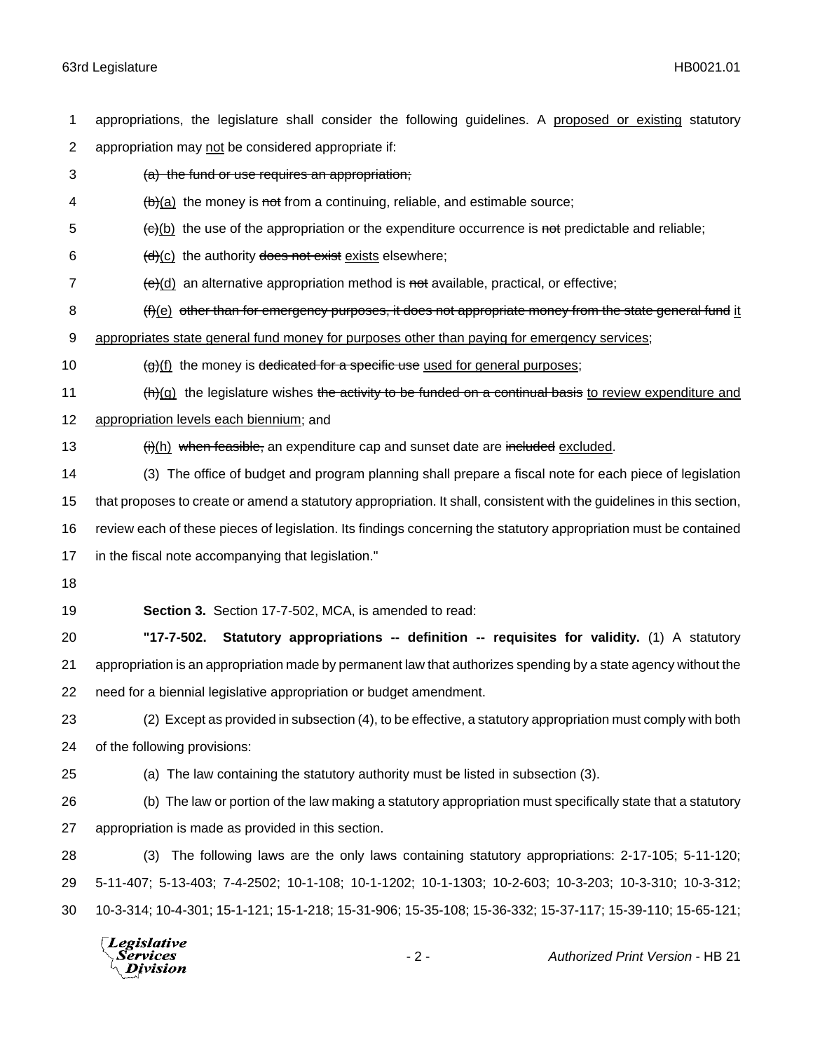appropriations, the legislature shall consider the following guidelines. A <u>proposed or existing</u> statutory appropriation may <u>not</u> be considered appropriate if:

~~(a) the fund or use requires an appropriation;~~

~~(b)~~<u>(a)</u> the money is ~~not~~ from a continuing, reliable, and estimable source;

~~(c)~~<u>(b)</u> the use of the appropriation or the expenditure occurrence is ~~not~~ predictable and reliable;

~~(d)~~<u>(c)</u> the authority ~~does not exist~~ <u>exists</u> elsewhere;

~~(e)~~<u>(d)</u> an alternative appropriation method is ~~not~~ available, practical, or effective;

~~(f)~~<u>(e)</u> ~~other than for emergency purposes, it does not appropriate money from the state general fund~~ <u>it appropriates state general fund money for purposes other than paying for emergency services</u>;

~~(g)~~<u>(f)</u> the money is ~~dedicated for a specific use~~ <u>used for general purposes</u>;

~~(h)~~<u>(g)</u> the legislature wishes ~~the activity to be funded on a continual basis~~ <u>to review expenditure and appropriation levels each biennium</u>; and

~~(i)~~<u>(h)</u> ~~when feasible,~~ an expenditure cap and sunset date are ~~included~~ <u>excluded</u>.

(3) The office of budget and program planning shall prepare a fiscal note for each piece of legislation that proposes to create or amend a statutory appropriation. It shall, consistent with the guidelines in this section, review each of these pieces of legislation. Its findings concerning the statutory appropriation must be contained in the fiscal note accompanying that legislation."

**Section 3.** Section 17-7-502, MCA, is amended to read:

**"17-7-502. Statutory appropriations -- definition -- requisites for validity.** (1) A statutory appropriation is an appropriation made by permanent law that authorizes spending by a state agency without the need for a biennial legislative appropriation or budget amendment.

(2) Except as provided in subsection (4), to be effective, a statutory appropriation must comply with both of the following provisions:

(a) The law containing the statutory authority must be listed in subsection (3).

(b) The law or portion of the law making a statutory appropriation must specifically state that a statutory appropriation is made as provided in this section.

(3) The following laws are the only laws containing statutory appropriations: 2-17-105; 5-11-120; 5-11-407; 5-13-403; 7-4-2502; 10-1-108; 10-1-1202; 10-1-1303; 10-2-603; 10-3-203; 10-3-310; 10-3-312; 10-3-314; 10-4-301; 15-1-121; 15-1-218; 15-31-906; 15-35-108; 15-36-332; 15-37-117; 15-39-110; 15-65-121;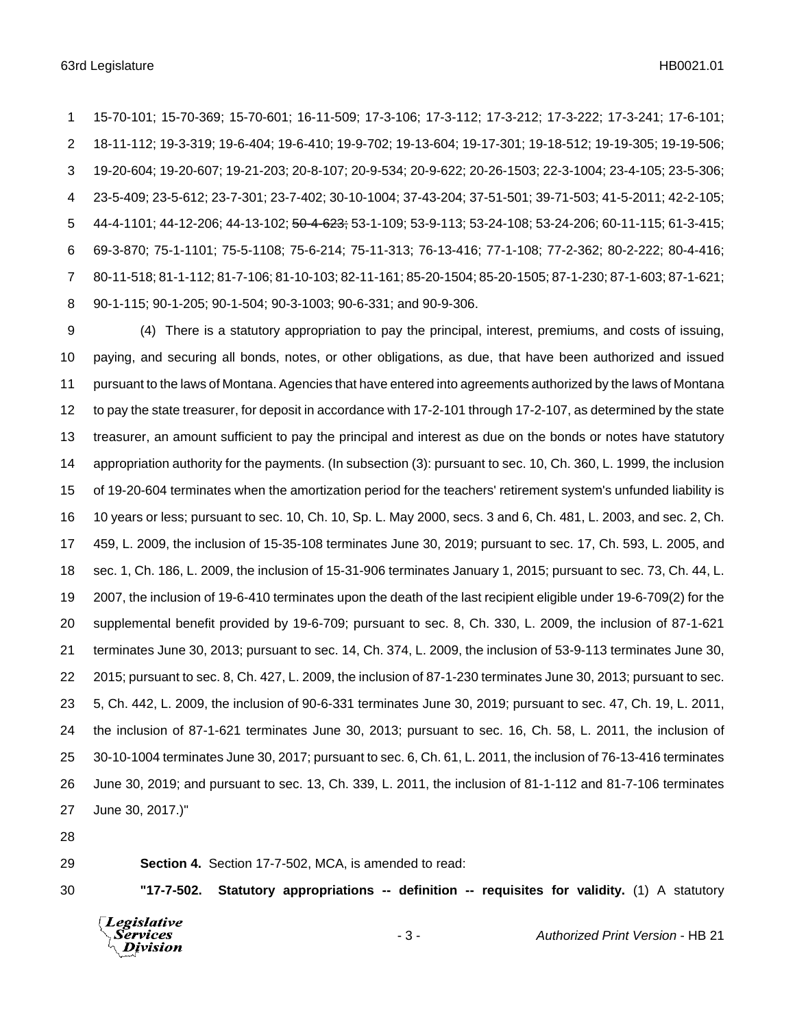15-70-101; 15-70-369; 15-70-601; 16-11-509; 17-3-106; 17-3-112; 17-3-212; 17-3-222; 17-3-241; 17-6-101; 18-11-112; 19-3-319; 19-6-404; 19-6-410; 19-9-702; 19-13-604; 19-17-301; 19-18-512; 19-19-305; 19-19-506; 19-20-604; 19-20-607; 19-21-203; 20-8-107; 20-9-534; 20-9-622; 20-26-1503; 22-3-1004; 23-4-105; 23-5-306; 23-5-409; 23-5-612; 23-7-301; 23-7-402; 30-10-1004; 37-43-204; 37-51-501; 39-71-503; 41-5-2011; 42-2-105; 44-4-1101; 44-12-206; 44-13-102; ~~50-4-623;~~ 53-1-109; 53-9-113; 53-24-108; 53-24-206; 60-11-115; 61-3-415; 69-3-870; 75-1-1101; 75-5-1108; 75-6-214; 75-11-313; 76-13-416; 77-1-108; 77-2-362; 80-2-222; 80-4-416; 80-11-518; 81-1-112; 81-7-106; 81-10-103; 82-11-161; 85-20-1504; 85-20-1505; 87-1-230; 87-1-603; 87-1-621; 90-1-115; 90-1-205; 90-1-504; 90-3-1003; 90-6-331; and 90-9-306.

(4) There is a statutory appropriation to pay the principal, interest, premiums, and costs of issuing, paying, and securing all bonds, notes, or other obligations, as due, that have been authorized and issued pursuant to the laws of Montana. Agencies that have entered into agreements authorized by the laws of Montana to pay the state treasurer, for deposit in accordance with 17-2-101 through 17-2-107, as determined by the state treasurer, an amount sufficient to pay the principal and interest as due on the bonds or notes have statutory appropriation authority for the payments. (In subsection (3): pursuant to sec. 10, Ch. 360, L. 1999, the inclusion of 19-20-604 terminates when the amortization period for the teachers' retirement system's unfunded liability is 10 years or less; pursuant to sec. 10, Ch. 10, Sp. L. May 2000, secs. 3 and 6, Ch. 481, L. 2003, and sec. 2, Ch. 459, L. 2009, the inclusion of 15-35-108 terminates June 30, 2019; pursuant to sec. 17, Ch. 593, L. 2005, and sec. 1, Ch. 186, L. 2009, the inclusion of 15-31-906 terminates January 1, 2015; pursuant to sec. 73, Ch. 44, L. 2007, the inclusion of 19-6-410 terminates upon the death of the last recipient eligible under 19-6-709(2) for the supplemental benefit provided by 19-6-709; pursuant to sec. 8, Ch. 330, L. 2009, the inclusion of 87-1-621 terminates June 30, 2013; pursuant to sec. 14, Ch. 374, L. 2009, the inclusion of 53-9-113 terminates June 30, 2015; pursuant to sec. 8, Ch. 427, L. 2009, the inclusion of 87-1-230 terminates June 30, 2013; pursuant to sec. 5, Ch. 442, L. 2009, the inclusion of 90-6-331 terminates June 30, 2019; pursuant to sec. 47, Ch. 19, L. 2011, the inclusion of 87-1-621 terminates June 30, 2013; pursuant to sec. 16, Ch. 58, L. 2011, the inclusion of 30-10-1004 terminates June 30, 2017; pursuant to sec. 6, Ch. 61, L. 2011, the inclusion of 76-13-416 terminates June 30, 2019; and pursuant to sec. 13, Ch. 339, L. 2011, the inclusion of 81-1-112 and 81-7-106 terminates June 30, 2017.)"

**Section 4.** Section 17-7-502, MCA, is amended to read:

**"17-7-502. Statutory appropriations -- definition -- requisites for validity.** (1) A statutory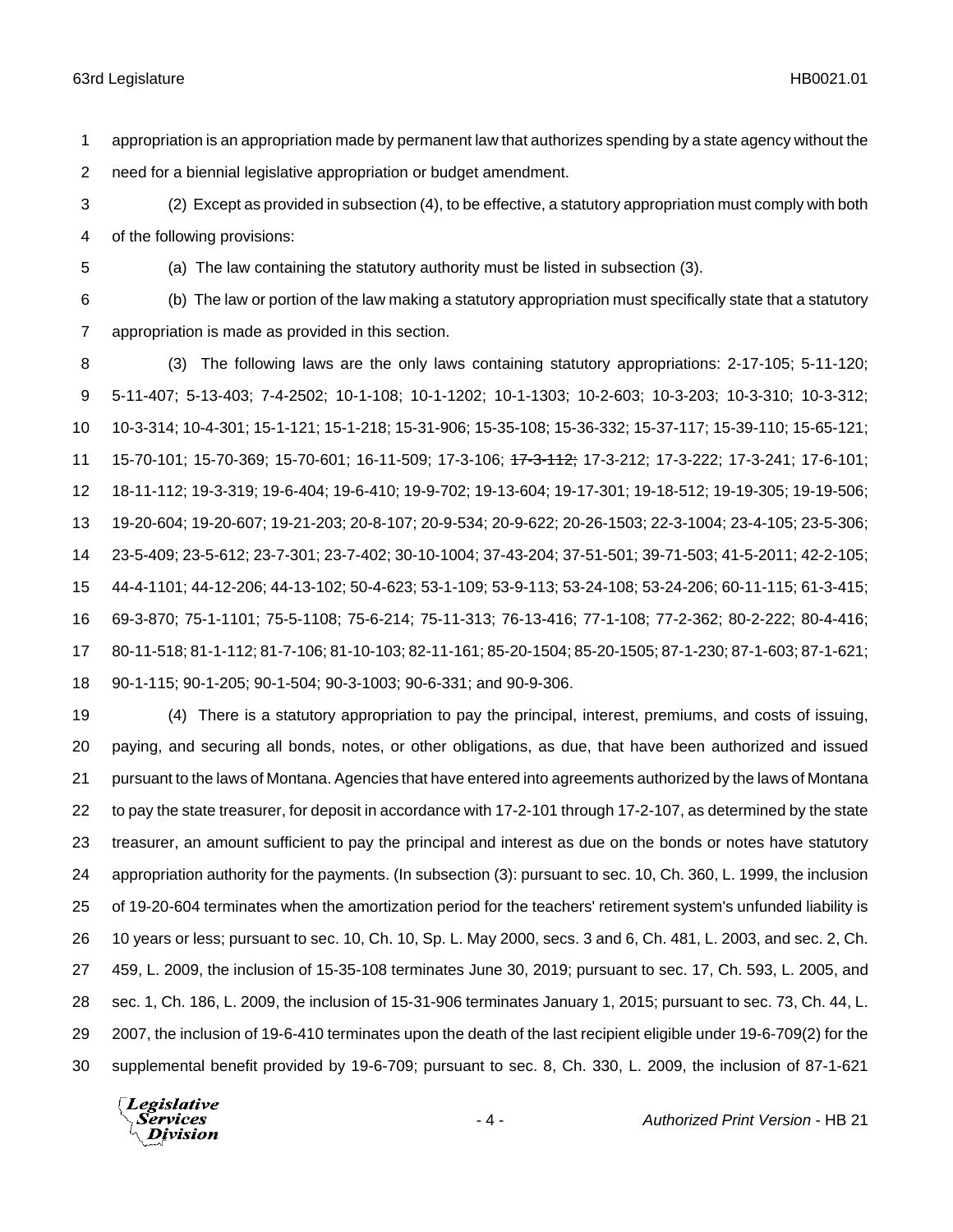appropriation is an appropriation made by permanent law that authorizes spending by a state agency without the need for a biennial legislative appropriation or budget amendment.

(2) Except as provided in subsection (4), to be effective, a statutory appropriation must comply with both of the following provisions:

(a) The law containing the statutory authority must be listed in subsection (3).

(b) The law or portion of the law making a statutory appropriation must specifically state that a statutory appropriation is made as provided in this section.

(3) The following laws are the only laws containing statutory appropriations: 2-17-105; 5-11-120; 5-11-407; 5-13-403; 7-4-2502; 10-1-108; 10-1-1202; 10-1-1303; 10-2-603; 10-3-203; 10-3-310; 10-3-312; 10-3-314; 10-4-301; 15-1-121; 15-1-218; 15-31-906; 15-35-108; 15-36-332; 15-37-117; 15-39-110; 15-65-121; 15-70-101; 15-70-369; 15-70-601; 16-11-509; 17-3-106; ~~17-3-112;~~ 17-3-212; 17-3-222; 17-3-241; 17-6-101; 18-11-112; 19-3-319; 19-6-404; 19-6-410; 19-9-702; 19-13-604; 19-17-301; 19-18-512; 19-19-305; 19-19-506; 19-20-604; 19-20-607; 19-21-203; 20-8-107; 20-9-534; 20-9-622; 20-26-1503; 22-3-1004; 23-4-105; 23-5-306; 23-5-409; 23-5-612; 23-7-301; 23-7-402; 30-10-1004; 37-43-204; 37-51-501; 39-71-503; 41-5-2011; 42-2-105; 44-4-1101; 44-12-206; 44-13-102; 50-4-623; 53-1-109; 53-9-113; 53-24-108; 53-24-206; 60-11-115; 61-3-415; 69-3-870; 75-1-1101; 75-5-1108; 75-6-214; 75-11-313; 76-13-416; 77-1-108; 77-2-362; 80-2-222; 80-4-416; 80-11-518; 81-1-112; 81-7-106; 81-10-103; 82-11-161; 85-20-1504; 85-20-1505; 87-1-230; 87-1-603; 87-1-621; 90-1-115; 90-1-205; 90-1-504; 90-3-1003; 90-6-331; and 90-9-306.

(4) There is a statutory appropriation to pay the principal, interest, premiums, and costs of issuing, paying, and securing all bonds, notes, or other obligations, as due, that have been authorized and issued pursuant to the laws of Montana. Agencies that have entered into agreements authorized by the laws of Montana to pay the state treasurer, for deposit in accordance with 17-2-101 through 17-2-107, as determined by the state treasurer, an amount sufficient to pay the principal and interest as due on the bonds or notes have statutory appropriation authority for the payments. (In subsection (3): pursuant to sec. 10, Ch. 360, L. 1999, the inclusion of 19-20-604 terminates when the amortization period for the teachers' retirement system's unfunded liability is 10 years or less; pursuant to sec. 10, Ch. 10, Sp. L. May 2000, secs. 3 and 6, Ch. 481, L. 2003, and sec. 2, Ch. 459, L. 2009, the inclusion of 15-35-108 terminates June 30, 2019; pursuant to sec. 17, Ch. 593, L. 2005, and sec. 1, Ch. 186, L. 2009, the inclusion of 15-31-906 terminates January 1, 2015; pursuant to sec. 73, Ch. 44, L. 2007, the inclusion of 19-6-410 terminates upon the death of the last recipient eligible under 19-6-709(2) for the supplemental benefit provided by 19-6-709; pursuant to sec. 8, Ch. 330, L. 2009, the inclusion of 87-1-621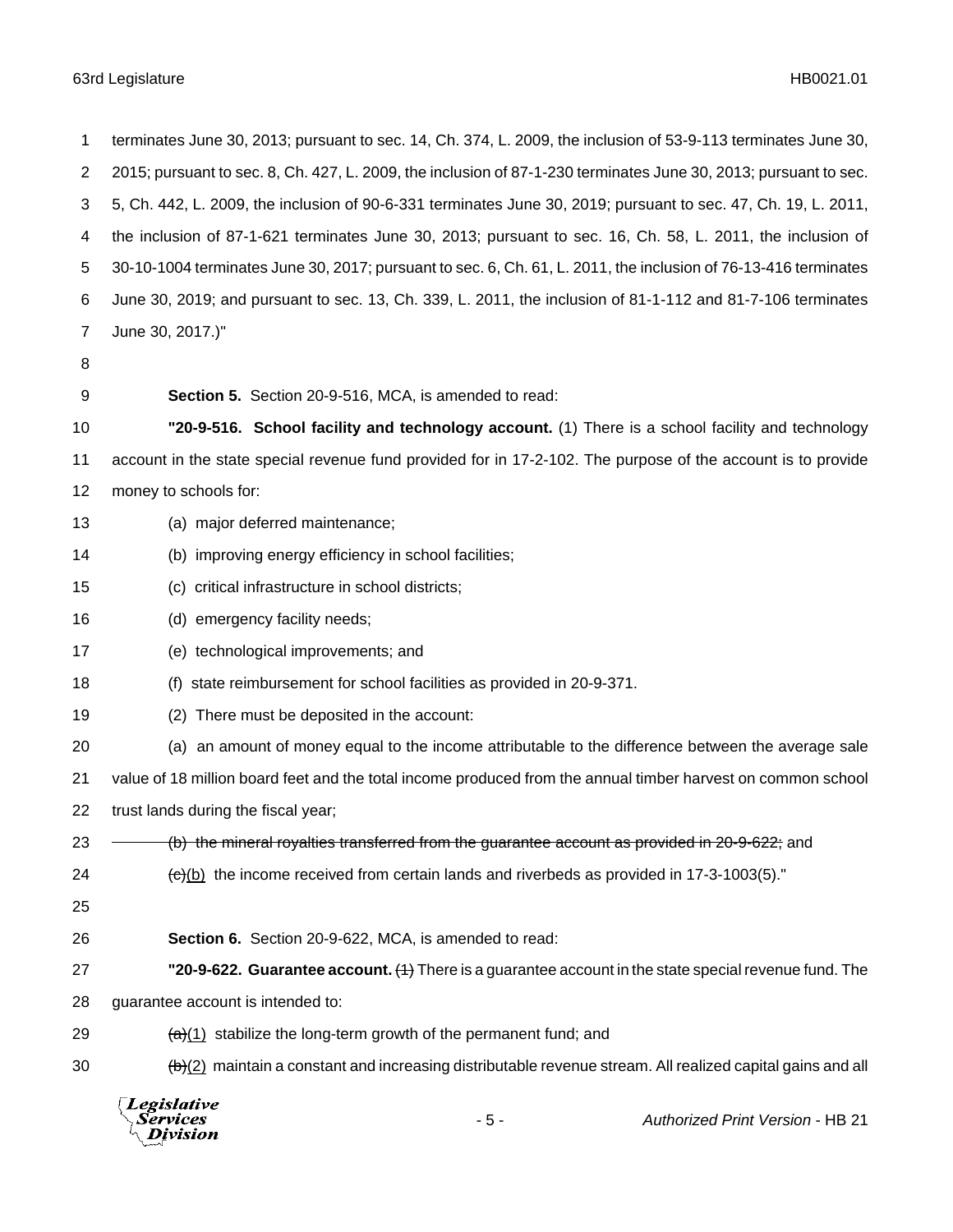terminates June 30, 2013; pursuant to sec. 14, Ch. 374, L. 2009, the inclusion of 53-9-113 terminates June 30, 2015; pursuant to sec. 8, Ch. 427, L. 2009, the inclusion of 87-1-230 terminates June 30, 2013; pursuant to sec. 5, Ch. 442, L. 2009, the inclusion of 90-6-331 terminates June 30, 2019; pursuant to sec. 47, Ch. 19, L. 2011, the inclusion of 87-1-621 terminates June 30, 2013; pursuant to sec. 16, Ch. 58, L. 2011, the inclusion of 30-10-1004 terminates June 30, 2017; pursuant to sec. 6, Ch. 61, L. 2011, the inclusion of 76-13-416 terminates June 30, 2019; and pursuant to sec. 13, Ch. 339, L. 2011, the inclusion of 81-1-112 and 81-7-106 terminates June 30, 2017.)"

**Section 5.** Section 20-9-516, MCA, is amended to read:

**"20-9-516. School facility and technology account.** (1) There is a school facility and technology account in the state special revenue fund provided for in 17-2-102. The purpose of the account is to provide money to schools for:

(a) major deferred maintenance;

(b) improving energy efficiency in school facilities;

(c) critical infrastructure in school districts;

(d) emergency facility needs;

(e) technological improvements; and

(f) state reimbursement for school facilities as provided in 20-9-371.

(2) There must be deposited in the account:

(a) an amount of money equal to the income attributable to the difference between the average sale value of 18 million board feet and the total income produced from the annual timber harvest on common school trust lands during the fiscal year;

~~(b) the mineral royalties transferred from the guarantee account as provided in 20-9-622;~~ and

~~(c)~~<u>(b)</u> the income received from certain lands and riverbeds as provided in 17-3-1003(5)."

**Section 6.** Section 20-9-622, MCA, is amended to read:

**"20-9-622. Guarantee account.** ~~(1)~~ There is a guarantee account in the state special revenue fund. The guarantee account is intended to:

~~(a)~~<u>(1)</u> stabilize the long-term growth of the permanent fund; and

~~(b)~~<u>(2)</u> maintain a constant and increasing distributable revenue stream. All realized capital gains and all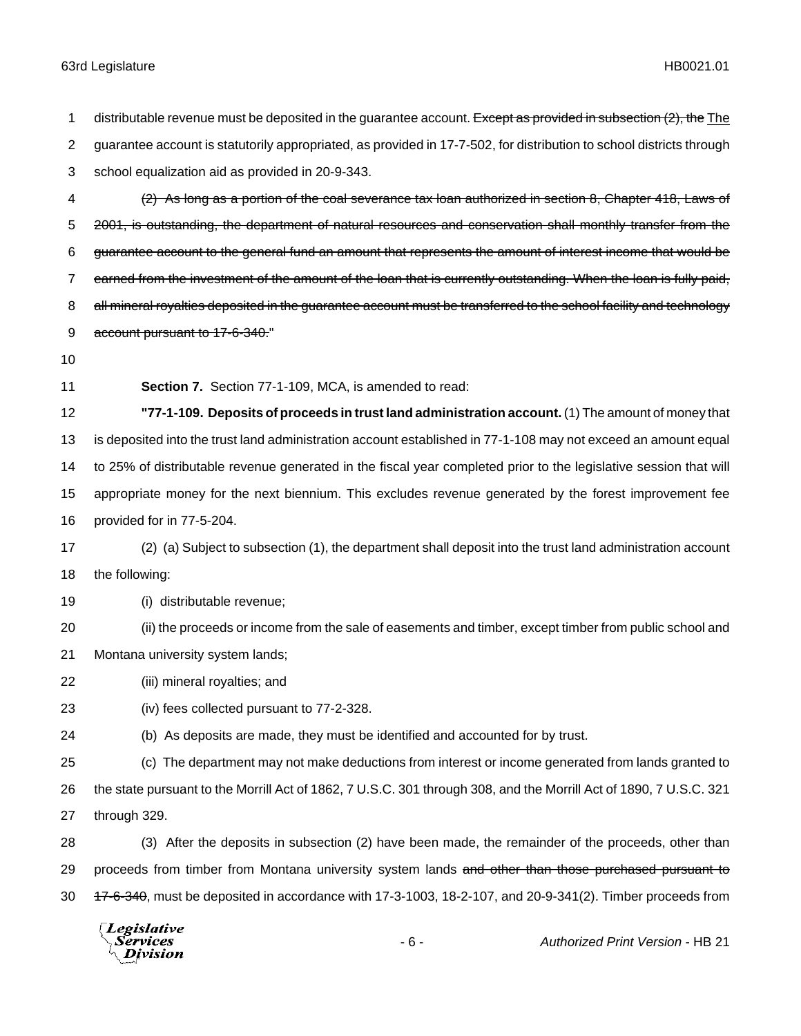distributable revenue must be deposited in the guarantee account. ~~Except as provided in subsection (2), the~~ The guarantee account is statutorily appropriated, as provided in 17-7-502, for distribution to school districts through school equalization aid as provided in 20-9-343.

~~(2) As long as a portion of the coal severance tax loan authorized in section 8, Chapter 418, Laws of 2001, is outstanding, the department of natural resources and conservation shall monthly transfer from the guarantee account to the general fund an amount that represents the amount of interest income that would be earned from the investment of the amount of the loan that is currently outstanding. When the loan is fully paid, all mineral royalties deposited in the guarantee account must be transferred to the school facility and technology account pursuant to 17-6-340.~~"

**Section 7.** Section 77-1-109, MCA, is amended to read:

**"77-1-109. Deposits of proceeds in trust land administration account.** (1) The amount of money that is deposited into the trust land administration account established in 77-1-108 may not exceed an amount equal to 25% of distributable revenue generated in the fiscal year completed prior to the legislative session that will appropriate money for the next biennium. This excludes revenue generated by the forest improvement fee provided for in 77-5-204.

(2) (a) Subject to subsection (1), the department shall deposit into the trust land administration account the following:

(i) distributable revenue;

(ii) the proceeds or income from the sale of easements and timber, except timber from public school and Montana university system lands;

(iii) mineral royalties; and

(iv) fees collected pursuant to 77-2-328.

(b) As deposits are made, they must be identified and accounted for by trust.

(c) The department may not make deductions from interest or income generated from lands granted to the state pursuant to the Morrill Act of 1862, 7 U.S.C. 301 through 308, and the Morrill Act of 1890, 7 U.S.C. 321 through 329.

(3) After the deposits in subsection (2) have been made, the remainder of the proceeds, other than proceeds from timber from Montana university system lands ~~and other than those purchased pursuant to 17-6-340~~, must be deposited in accordance with 17-3-1003, 18-2-107, and 20-9-341(2). Timber proceeds from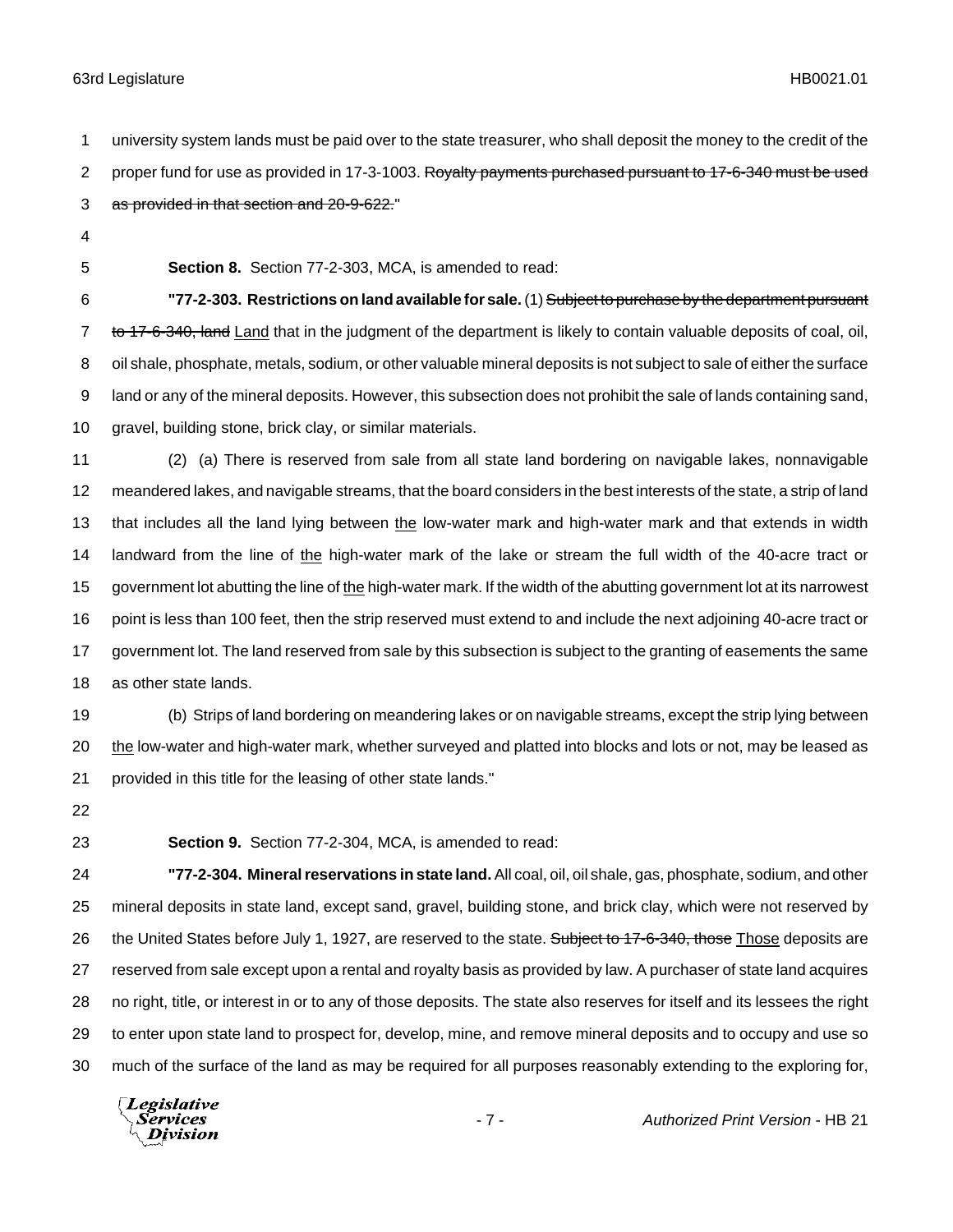university system lands must be paid over to the state treasurer, who shall deposit the money to the credit of the proper fund for use as provided in 17-3-1003. ~~Royalty payments purchased pursuant to 17-6-340 must be used as provided in that section and 20-9-622.~~"

**Section 8.** Section 77-2-303, MCA, is amended to read:

**"77-2-303. Restrictions on land available for sale.** (1) ~~Subject to purchase by the department pursuant to 17-6-340, land~~ Land that in the judgment of the department is likely to contain valuable deposits of coal, oil, oil shale, phosphate, metals, sodium, or other valuable mineral deposits is not subject to sale of either the surface land or any of the mineral deposits. However, this subsection does not prohibit the sale of lands containing sand, gravel, building stone, brick clay, or similar materials.

(2) (a) There is reserved from sale from all state land bordering on navigable lakes, nonnavigable meandered lakes, and navigable streams, that the board considers in the best interests of the state, a strip of land that includes all the land lying between the low-water mark and high-water mark and that extends in width landward from the line of the high-water mark of the lake or stream the full width of the 40-acre tract or government lot abutting the line of the high-water mark. If the width of the abutting government lot at its narrowest point is less than 100 feet, then the strip reserved must extend to and include the next adjoining 40-acre tract or government lot. The land reserved from sale by this subsection is subject to the granting of easements the same as other state lands.

(b) Strips of land bordering on meandering lakes or on navigable streams, except the strip lying between the low-water and high-water mark, whether surveyed and platted into blocks and lots or not, may be leased as provided in this title for the leasing of other state lands."

**Section 9.** Section 77-2-304, MCA, is amended to read:

**"77-2-304. Mineral reservations in state land.** All coal, oil, oil shale, gas, phosphate, sodium, and other mineral deposits in state land, except sand, gravel, building stone, and brick clay, which were not reserved by the United States before July 1, 1927, are reserved to the state. ~~Subject to 17-6-340, those~~ Those deposits are reserved from sale except upon a rental and royalty basis as provided by law. A purchaser of state land acquires no right, title, or interest in or to any of those deposits. The state also reserves for itself and its lessees the right to enter upon state land to prospect for, develop, mine, and remove mineral deposits and to occupy and use so much of the surface of the land as may be required for all purposes reasonably extending to the exploring for,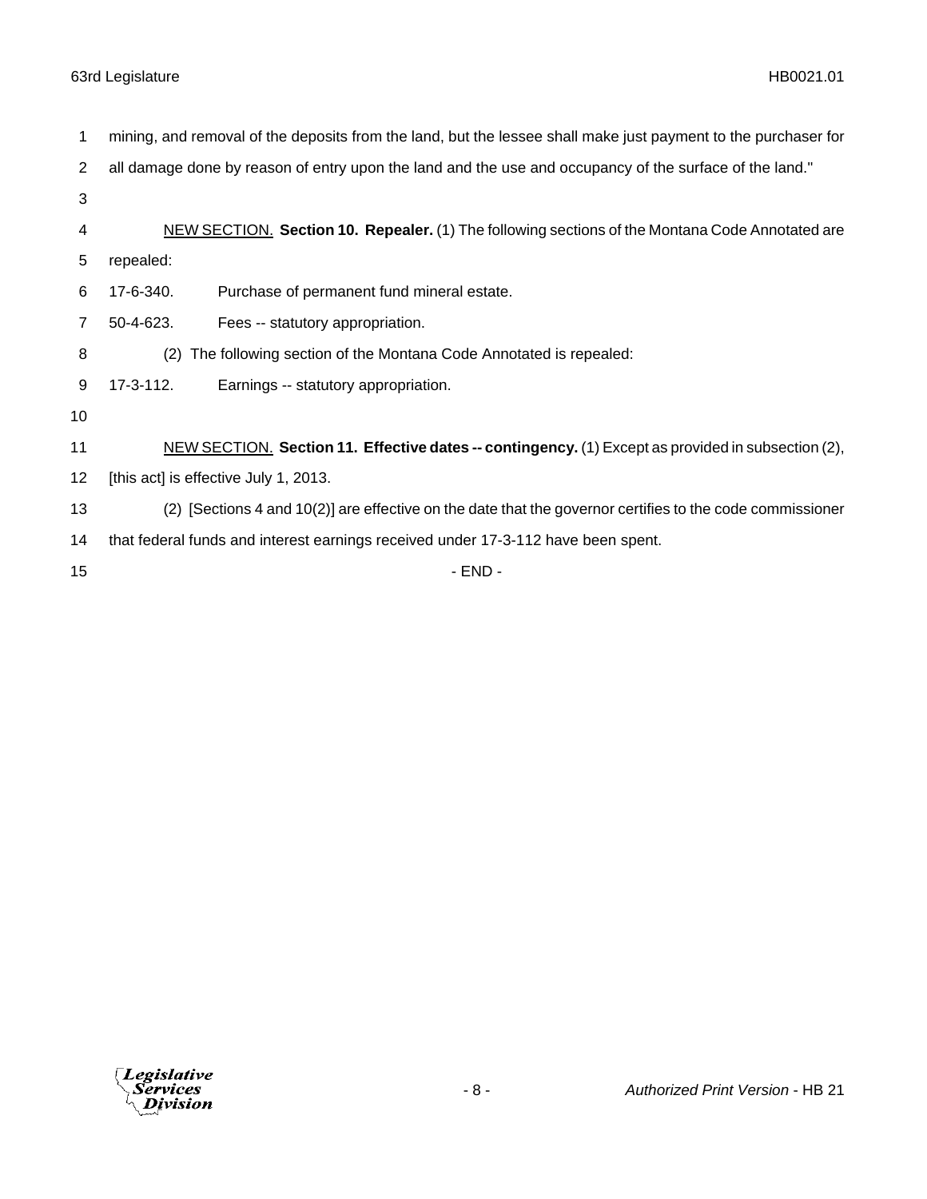mining, and removal of the deposits from the land, but the lessee shall make just payment to the purchaser for all damage done by reason of entry upon the land and the use and occupancy of the surface of the land."

<u>NEW SECTION.</u> **Section 10. Repealer.** (1) The following sections of the Montana Code Annotated are repealed:

17-6-340. Purchase of permanent fund mineral estate.

50-4-623. Fees -- statutory appropriation.

(2) The following section of the Montana Code Annotated is repealed:

17-3-112. Earnings -- statutory appropriation.

<u>NEW SECTION.</u> **Section 11. Effective dates -- contingency.** (1) Except as provided in subsection (2), [this act] is effective July 1, 2013.

(2) [Sections 4 and 10(2)] are effective on the date that the governor certifies to the code commissioner that federal funds and interest earnings received under 17-3-112 have been spent.

- END -